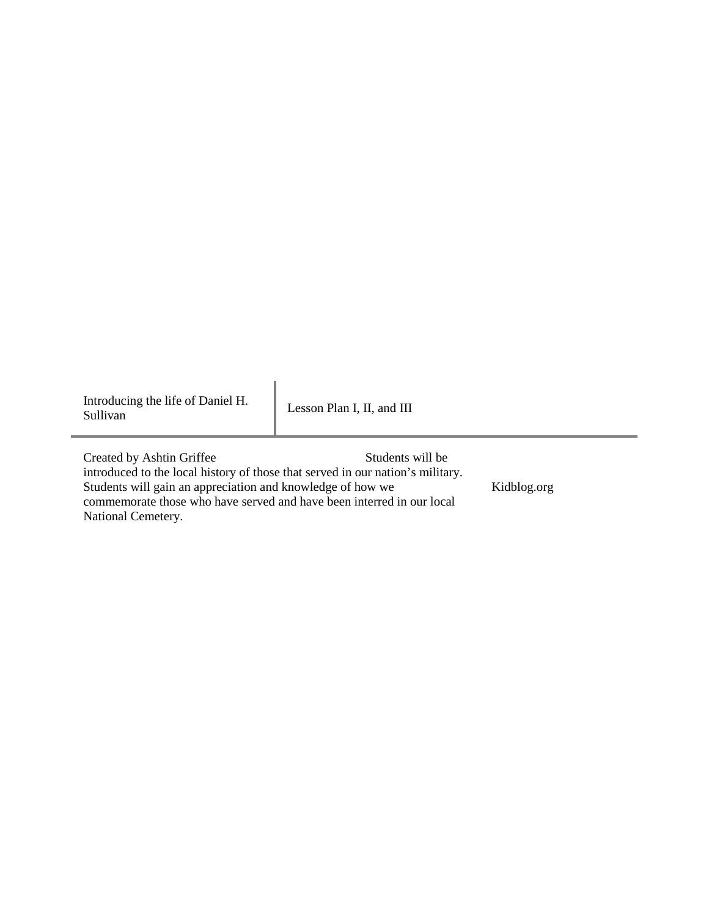| Introducing the life of Daniel H. Sullivan | Lesson Plan I, II, and III |
|---|---|

Created by Ashtin Griffee

Students will be introduced to the local history of those that served in our nation's military. Students will gain an appreciation and knowledge of how we commemorate those who have served and have been interred in our local National Cemetery.

Kidblog.org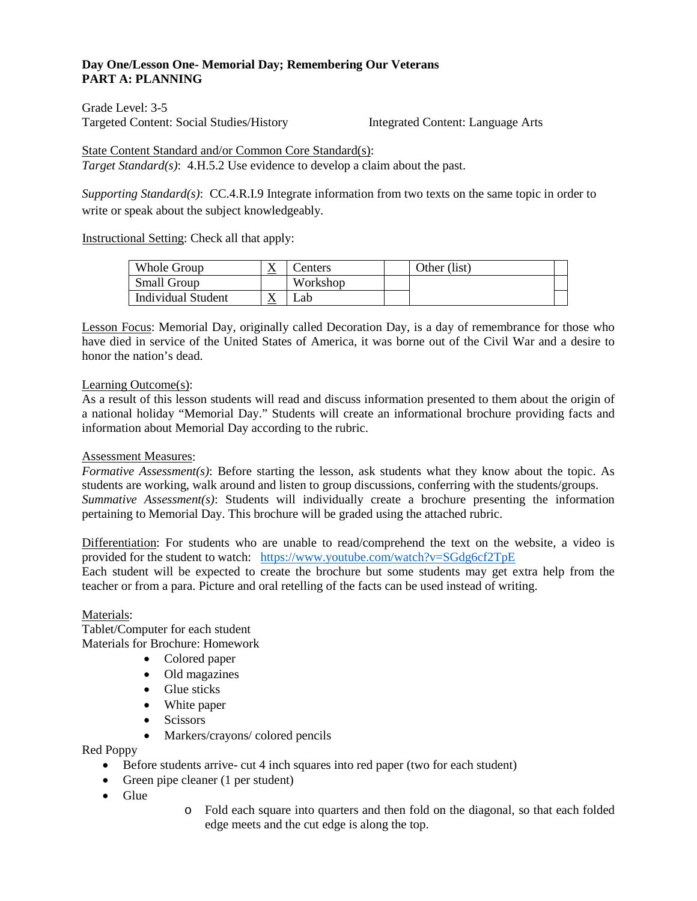**Day One/Lesson One- Memorial Day; Remembering Our Veterans**
**PART A: PLANNING**

Grade Level: 3-5
Targeted Content: Social Studies/History Integrated Content: Language Arts

State Content Standard and/or Common Core Standard(s):
*Target Standard(s)*: 4.H.5.2 Use evidence to develop a claim about the past.

*Supporting Standard(s)*: CC.4.R.I.9 Integrate information from two texts on the same topic in order to write or speak about the subject knowledgeably.

Instructional Setting: Check all that apply:

| Whole Group | X | Centers | | Other (list) | |
|---|---|---|---|---|---|
| Small Group | | Workshop | | | |
| Individual Student | X | Lab | | | |

Lesson Focus: Memorial Day, originally called Decoration Day, is a day of remembrance for those who have died in service of the United States of America, it was borne out of the Civil War and a desire to honor the nation's dead.

Learning Outcome(s):
As a result of this lesson students will read and discuss information presented to them about the origin of a national holiday "Memorial Day." Students will create an informational brochure providing facts and information about Memorial Day according to the rubric.

Assessment Measures:
*Formative Assessment(s)*: Before starting the lesson, ask students what they know about the topic. As students are working, walk around and listen to group discussions, conferring with the students/groups.
*Summative Assessment(s)*: Students will individually create a brochure presenting the information pertaining to Memorial Day. This brochure will be graded using the attached rubric.

Differentiation: For students who are unable to read/comprehend the text on the website, a video is provided for the student to watch: https://www.youtube.com/watch?v=SGdg6cf2TpE
Each student will be expected to create the brochure but some students may get extra help from the teacher or from a para. Picture and oral retelling of the facts can be used instead of writing.

Materials:
Tablet/Computer for each student
Materials for Brochure: Homework

- Colored paper
- Old magazines
- Glue sticks
- White paper
- Scissors
- Markers/crayons/ colored pencils

Red Poppy

- Before students arrive- cut 4 inch squares into red paper (two for each student)
- Green pipe cleaner (1 per student)
- Glue
    - Fold each square into quarters and then fold on the diagonal, so that each folded edge meets and the cut edge is along the top.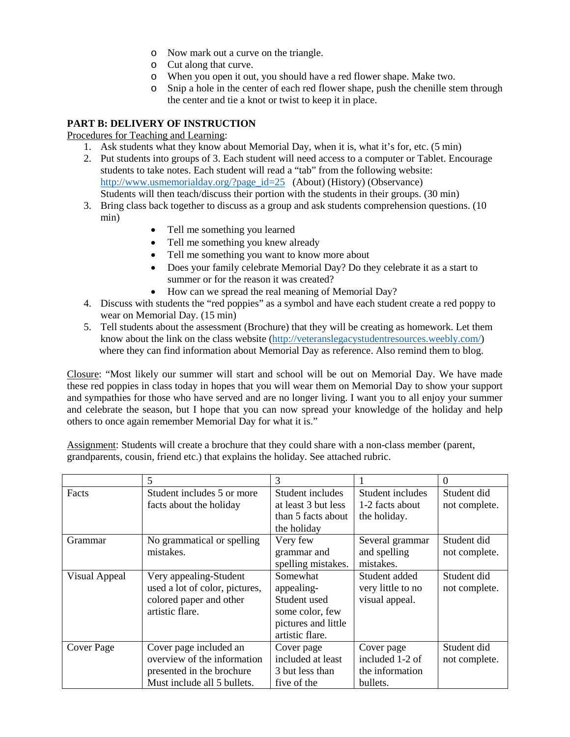- Now mark out a curve on the triangle.
- Cut along that curve.
- When you open it out, you should have a red flower shape. Make two.
- Snip a hole in the center of each red flower shape, push the chenille stem through the center and tie a knot or twist to keep it in place.

**PART B: DELIVERY OF INSTRUCTION**

Procedures for Teaching and Learning:

1. Ask students what they know about Memorial Day, when it is, what it's for, etc. (5 min)
2. Put students into groups of 3. Each student will need access to a computer or Tablet. Encourage students to take notes. Each student will read a "tab" from the following website: http://www.usmemorialday.org/?page_id=25 (About) (History) (Observance) Students will then teach/discuss their portion with the students in their groups. (30 min)
3. Bring class back together to discuss as a group and ask students comprehension questions. (10 min)
   - Tell me something you learned
   - Tell me something you knew already
   - Tell me something you want to know more about
   - Does your family celebrate Memorial Day? Do they celebrate it as a start to summer or for the reason it was created?
   - How can we spread the real meaning of Memorial Day?
4. Discuss with students the "red poppies" as a symbol and have each student create a red poppy to wear on Memorial Day. (15 min)
5. Tell students about the assessment (Brochure) that they will be creating as homework. Let them know about the link on the class website (http://veteranslegacystudentresources.weebly.com/) where they can find information about Memorial Day as reference. Also remind them to blog.

Closure: "Most likely our summer will start and school will be out on Memorial Day. We have made these red poppies in class today in hopes that you will wear them on Memorial Day to show your support and sympathies for those who have served and are no longer living. I want you to all enjoy your summer and celebrate the season, but I hope that you can now spread your knowledge of the holiday and help others to once again remember Memorial Day for what it is."

Assignment: Students will create a brochure that they could share with a non-class member (parent, grandparents, cousin, friend etc.) that explains the holiday. See attached rubric.

| | 5 | 3 | 1 | 0 |
|---|---|---|---|---|
| Facts | Student includes 5 or more facts about the holiday | Student includes at least 3 but less than 5 facts about the holiday | Student includes 1-2 facts about the holiday. | Student did not complete. |
| Grammar | No grammatical or spelling mistakes. | Very few grammar and spelling mistakes. | Several grammar and spelling mistakes. | Student did not complete. |
| Visual Appeal | Very appealing-Student used a lot of color, pictures, colored paper and other artistic flare. | Somewhat appealing-Student used some color, few pictures and little artistic flare. | Student added very little to no visual appeal. | Student did not complete. |
| Cover Page | Cover page included an overview of the information presented in the brochure Must include all 5 bullets. | Cover page included at least 3 but less than five of the | Cover page included 1-2 of the information bullets. | Student did not complete. |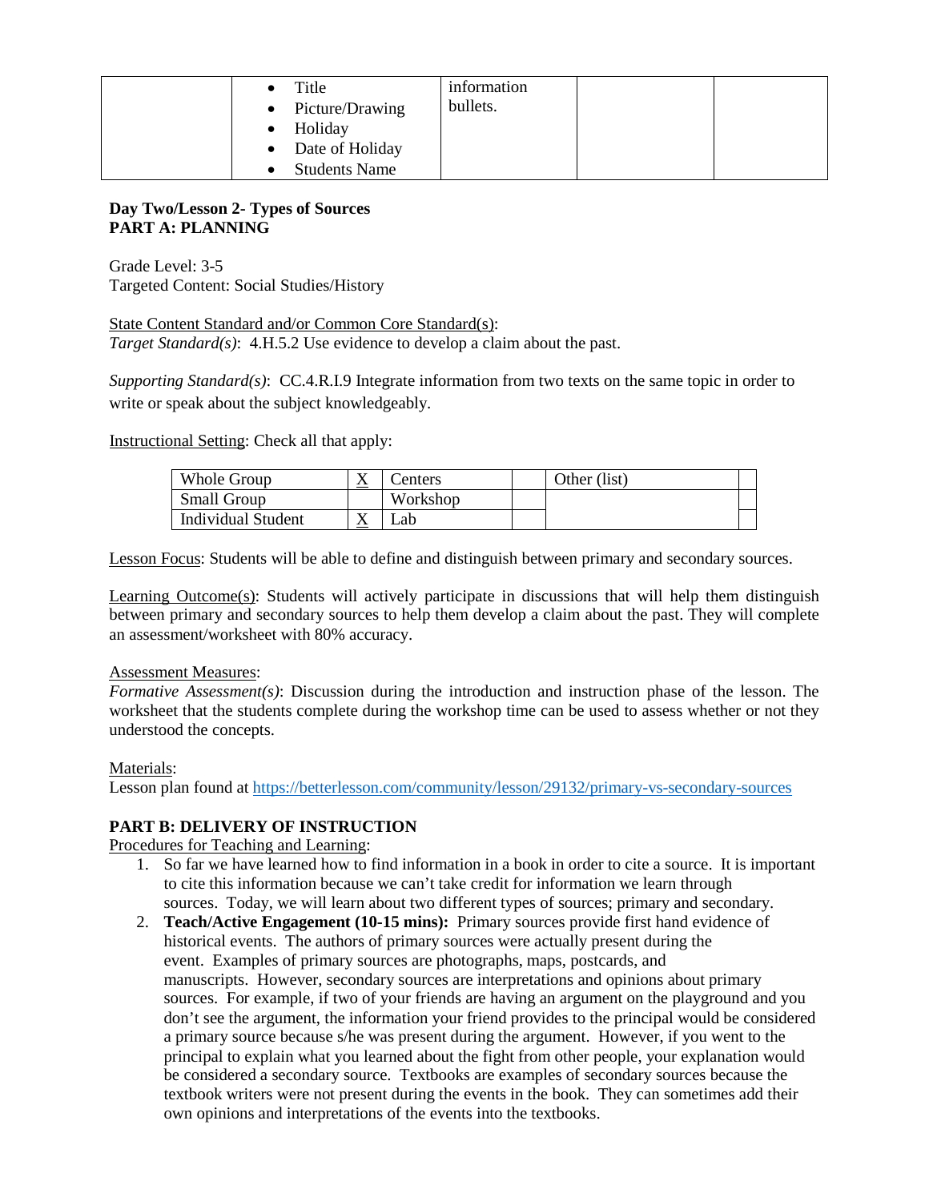|  | <ul><li>Title</li><li>Picture/Drawing</li><li>Holiday</li><li>Date of Holiday</li><li>Students Name</li></ul> | information bullets. |  |  |
|---|---|---|---|---|

**Day Two/Lesson 2- Types of Sources**
**PART A: PLANNING**

Grade Level: 3-5
Targeted Content: Social Studies/History

State Content Standard and/or Common Core Standard(s):
*Target Standard(s)*: 4.H.5.2 Use evidence to develop a claim about the past.

*Supporting Standard(s)*: CC.4.R.I.9 Integrate information from two texts on the same topic in order to write or speak about the subject knowledgeably.

Instructional Setting: Check all that apply:

| Whole Group | X | Centers |  | Other (list) |  |
|---|---|---|---|---|---|
| Small Group |  | Workshop |  |  |  |
| Individual Student | X | Lab |  |  |  |

Lesson Focus: Students will be able to define and distinguish between primary and secondary sources.

Learning Outcome(s): Students will actively participate in discussions that will help them distinguish between primary and secondary sources to help them develop a claim about the past. They will complete an assessment/worksheet with 80% accuracy.

Assessment Measures:
*Formative Assessment(s)*: Discussion during the introduction and instruction phase of the lesson. The worksheet that the students complete during the workshop time can be used to assess whether or not they understood the concepts.

Materials:
Lesson plan found at https://betterlesson.com/community/lesson/29132/primary-vs-secondary-sources

**PART B: DELIVERY OF INSTRUCTION**

Procedures for Teaching and Learning:

1. So far we have learned how to find information in a book in order to cite a source. It is important to cite this information because we can't take credit for information we learn through sources. Today, we will learn about two different types of sources; primary and secondary.
2. **Teach/Active Engagement (10-15 mins):** Primary sources provide first hand evidence of historical events. The authors of primary sources were actually present during the event. Examples of primary sources are photographs, maps, postcards, and manuscripts. However, secondary sources are interpretations and opinions about primary sources. For example, if two of your friends are having an argument on the playground and you don't see the argument, the information your friend provides to the principal would be considered a primary source because s/he was present during the argument. However, if you went to the principal to explain what you learned about the fight from other people, your explanation would be considered a secondary source. Textbooks are examples of secondary sources because the textbook writers were not present during the events in the book. They can sometimes add their own opinions and interpretations of the events into the textbooks.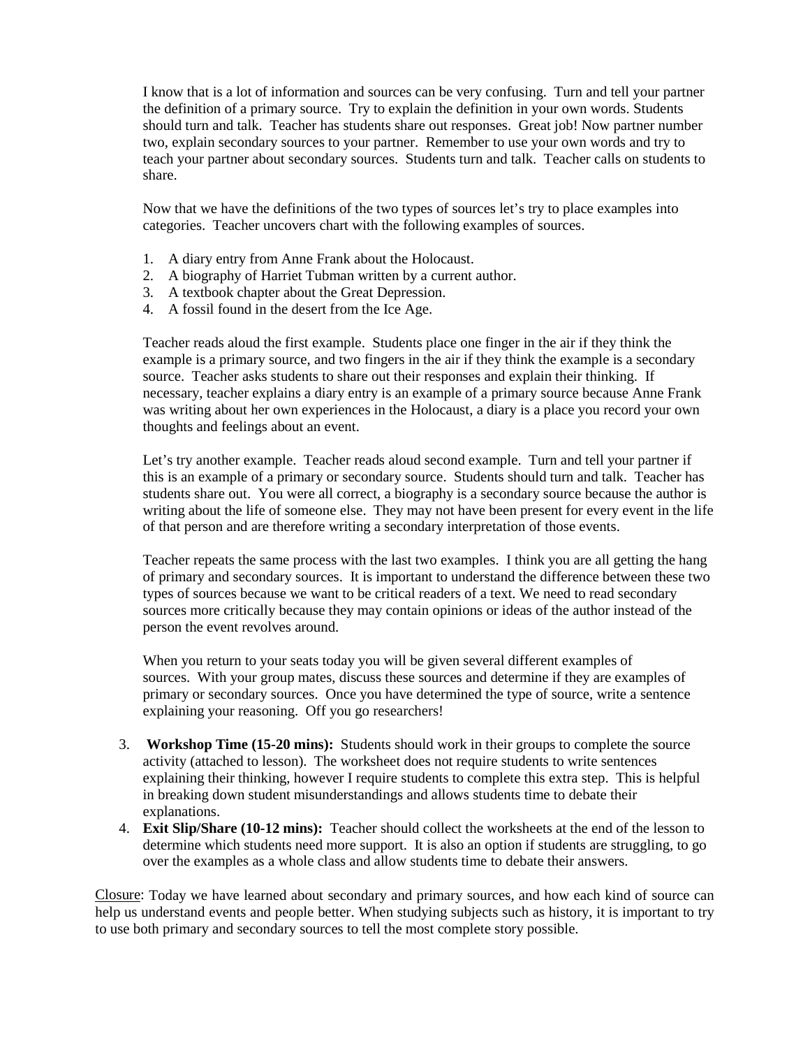I know that is a lot of information and sources can be very confusing. Turn and tell your partner the definition of a primary source. Try to explain the definition in your own words. Students should turn and talk. Teacher has students share out responses. Great job! Now partner number two, explain secondary sources to your partner. Remember to use your own words and try to teach your partner about secondary sources. Students turn and talk. Teacher calls on students to share.

Now that we have the definitions of the two types of sources let's try to place examples into categories. Teacher uncovers chart with the following examples of sources.

1. A diary entry from Anne Frank about the Holocaust.
2. A biography of Harriet Tubman written by a current author.
3. A textbook chapter about the Great Depression.
4. A fossil found in the desert from the Ice Age.

Teacher reads aloud the first example. Students place one finger in the air if they think the example is a primary source, and two fingers in the air if they think the example is a secondary source. Teacher asks students to share out their responses and explain their thinking. If necessary, teacher explains a diary entry is an example of a primary source because Anne Frank was writing about her own experiences in the Holocaust, a diary is a place you record your own thoughts and feelings about an event.

Let's try another example. Teacher reads aloud second example. Turn and tell your partner if this is an example of a primary or secondary source. Students should turn and talk. Teacher has students share out. You were all correct, a biography is a secondary source because the author is writing about the life of someone else. They may not have been present for every event in the life of that person and are therefore writing a secondary interpretation of those events.

Teacher repeats the same process with the last two examples. I think you are all getting the hang of primary and secondary sources. It is important to understand the difference between these two types of sources because we want to be critical readers of a text. We need to read secondary sources more critically because they may contain opinions or ideas of the author instead of the person the event revolves around.

When you return to your seats today you will be given several different examples of sources. With your group mates, discuss these sources and determine if they are examples of primary or secondary sources. Once you have determined the type of source, write a sentence explaining your reasoning. Off you go researchers!

3. **Workshop Time (15-20 mins):** Students should work in their groups to complete the source activity (attached to lesson). The worksheet does not require students to write sentences explaining their thinking, however I require students to complete this extra step. This is helpful in breaking down student misunderstandings and allows students time to debate their explanations.
4. **Exit Slip/Share (10-12 mins):** Teacher should collect the worksheets at the end of the lesson to determine which students need more support. It is also an option if students are struggling, to go over the examples as a whole class and allow students time to debate their answers.

Closure: Today we have learned about secondary and primary sources, and how each kind of source can help us understand events and people better. When studying subjects such as history, it is important to try to use both primary and secondary sources to tell the most complete story possible.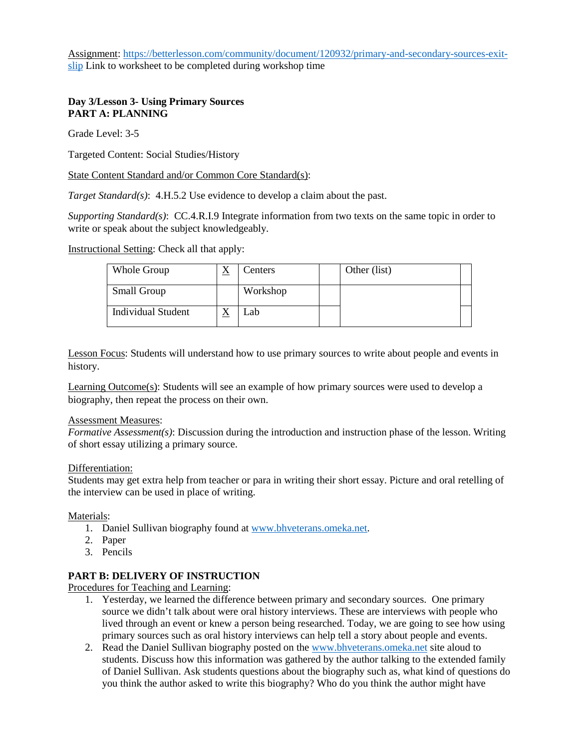Assignment: [https://betterlesson.com/community/document/120932/primary-and-secondary-sources-exit-slip](https://betterlesson.com/community/document/120932/primary-and-secondary-sources-exit-slip) Link to worksheet to be completed during workshop time

**Day 3/Lesson 3- Using Primary Sources**
**PART A: PLANNING**

Grade Level: 3-5

Targeted Content: Social Studies/History

State Content Standard and/or Common Core Standard(s):

*Target Standard(s)*: 4.H.5.2 Use evidence to develop a claim about the past.

*Supporting Standard(s)*: CC.4.R.I.9 Integrate information from two texts on the same topic in order to write or speak about the subject knowledgeably.

Instructional Setting: Check all that apply:

| Whole Group | X | Centers | | Other (list) | |
|---|---|---|---|---|---|
| Small Group | | Workshop | | | |
| Individual Student | X | Lab | | | |

Lesson Focus: Students will understand how to use primary sources to write about people and events in history.

Learning Outcome(s): Students will see an example of how primary sources were used to develop a biography, then repeat the process on their own.

Assessment Measures:
*Formative Assessment(s)*: Discussion during the introduction and instruction phase of the lesson. Writing of short essay utilizing a primary source.

Differentiation:
Students may get extra help from teacher or para in writing their short essay. Picture and oral retelling of the interview can be used in place of writing.

Materials:
1. Daniel Sullivan biography found at [www.bhveterans.omeka.net](http://www.bhveterans.omeka.net).
2. Paper
3. Pencils

**PART B: DELIVERY OF INSTRUCTION**
Procedures for Teaching and Learning:
1. Yesterday, we learned the difference between primary and secondary sources. One primary source we didn't talk about were oral history interviews. These are interviews with people who lived through an event or knew a person being researched. Today, we are going to see how using primary sources such as oral history interviews can help tell a story about people and events.
2. Read the Daniel Sullivan biography posted on the [www.bhveterans.omeka.net](http://www.bhveterans.omeka.net) site aloud to students. Discuss how this information was gathered by the author talking to the extended family of Daniel Sullivan. Ask students questions about the biography such as, what kind of questions do you think the author asked to write this biography? Who do you think the author might have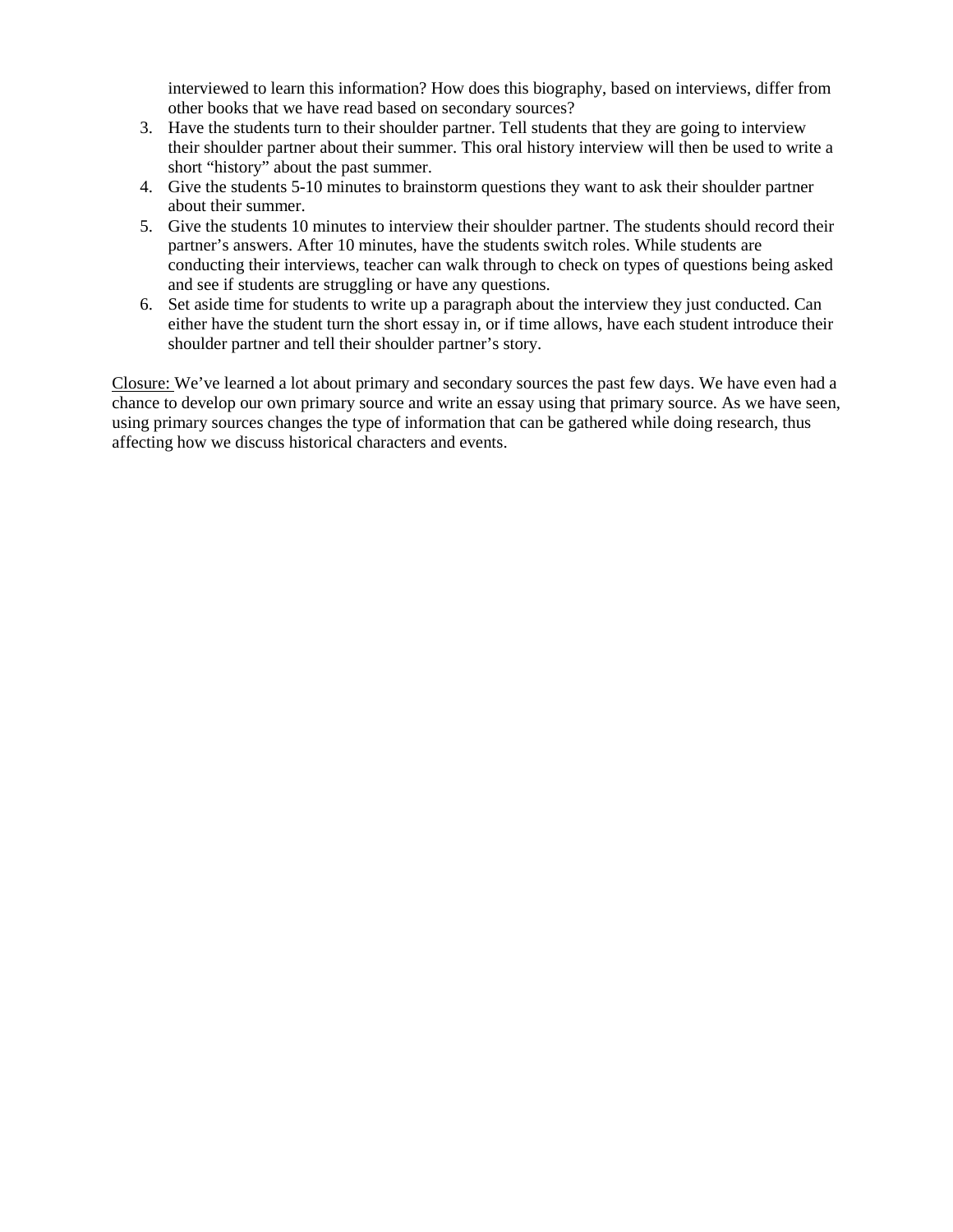interviewed to learn this information? How does this biography, based on interviews, differ from other books that we have read based on secondary sources?

3. Have the students turn to their shoulder partner. Tell students that they are going to interview their shoulder partner about their summer. This oral history interview will then be used to write a short “history” about the past summer.
4. Give the students 5-10 minutes to brainstorm questions they want to ask their shoulder partner about their summer.
5. Give the students 10 minutes to interview their shoulder partner. The students should record their partner’s answers. After 10 minutes, have the students switch roles. While students are conducting their interviews, teacher can walk through to check on types of questions being asked and see if students are struggling or have any questions.
6. Set aside time for students to write up a paragraph about the interview they just conducted. Can either have the student turn the short essay in, or if time allows, have each student introduce their shoulder partner and tell their shoulder partner’s story.

<u>Closure:</u> We’ve learned a lot about primary and secondary sources the past few days. We have even had a chance to develop our own primary source and write an essay using that primary source. As we have seen, using primary sources changes the type of information that can be gathered while doing research, thus affecting how we discuss historical characters and events.